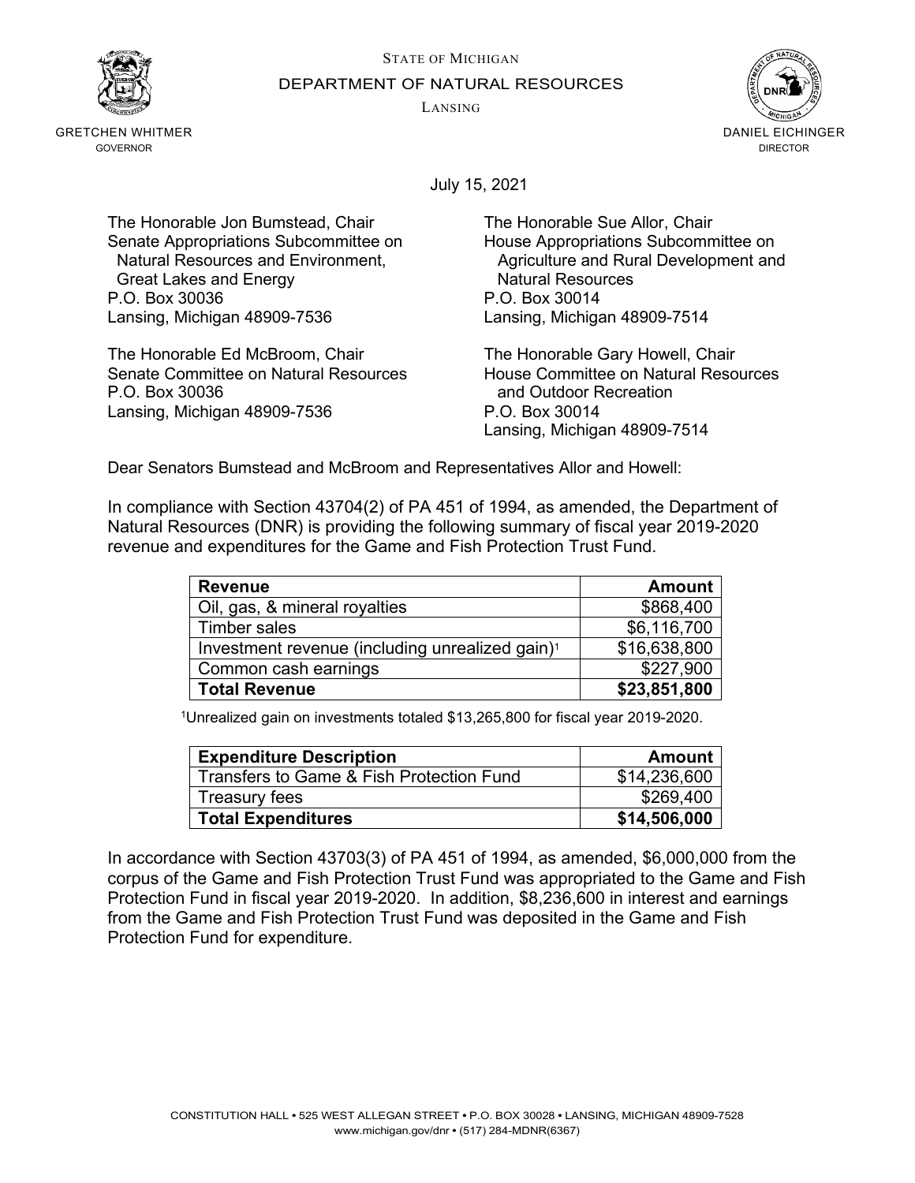STATE OF MICHIGAN

DEPARTMENT OF NATURAL RESOURCES

LANSING

GRETCHEN WHITMER
GOVERNOR

DANIEL EICHINGER
DIRECTOR

July 15, 2021

The Honorable Jon Bumstead, Chair
Senate Appropriations Subcommittee on
Natural Resources and Environment,
Great Lakes and Energy
P.O. Box 30036
Lansing, Michigan 48909-7536

The Honorable Sue Allor, Chair
House Appropriations Subcommittee on
Agriculture and Rural Development and
Natural Resources
P.O. Box 30014
Lansing, Michigan 48909-7514

The Honorable Ed McBroom, Chair
Senate Committee on Natural Resources
P.O. Box 30036
Lansing, Michigan 48909-7536

The Honorable Gary Howell, Chair
House Committee on Natural Resources
and Outdoor Recreation
P.O. Box 30014
Lansing, Michigan 48909-7514

Dear Senators Bumstead and McBroom and Representatives Allor and Howell:

In compliance with Section 43704(2) of PA 451 of 1994, as amended, the Department of Natural Resources (DNR) is providing the following summary of fiscal year 2019-2020 revenue and expenditures for the Game and Fish Protection Trust Fund.

| Revenue | Amount |
|---|---:|
| Oil, gas, & mineral royalties | $868,400 |
| Timber sales | $6,116,700 |
| Investment revenue (including unrealized gain)[1] | $16,638,800 |
| Common cash earnings | $227,900 |
| **Total Revenue** | **$23,851,800** |

[1]Unrealized gain on investments totaled $13,265,800 for fiscal year 2019-2020.

| Expenditure Description | Amount |
|---|---:|
| Transfers to Game & Fish Protection Fund | $14,236,600 |
| Treasury fees | $269,400 |
| **Total Expenditures** | **$14,506,000** |

In accordance with Section 43703(3) of PA 451 of 1994, as amended, $6,000,000 from the corpus of the Game and Fish Protection Trust Fund was appropriated to the Game and Fish Protection Fund in fiscal year 2019-2020. In addition, $8,236,600 in interest and earnings from the Game and Fish Protection Trust Fund was deposited in the Game and Fish Protection Fund for expenditure.

CONSTITUTION HALL • 525 WEST ALLEGAN STREET • P.O. BOX 30028 • LANSING, MICHIGAN 48909-7528
www.michigan.gov/dnr • (517) 284-MDNR(6367)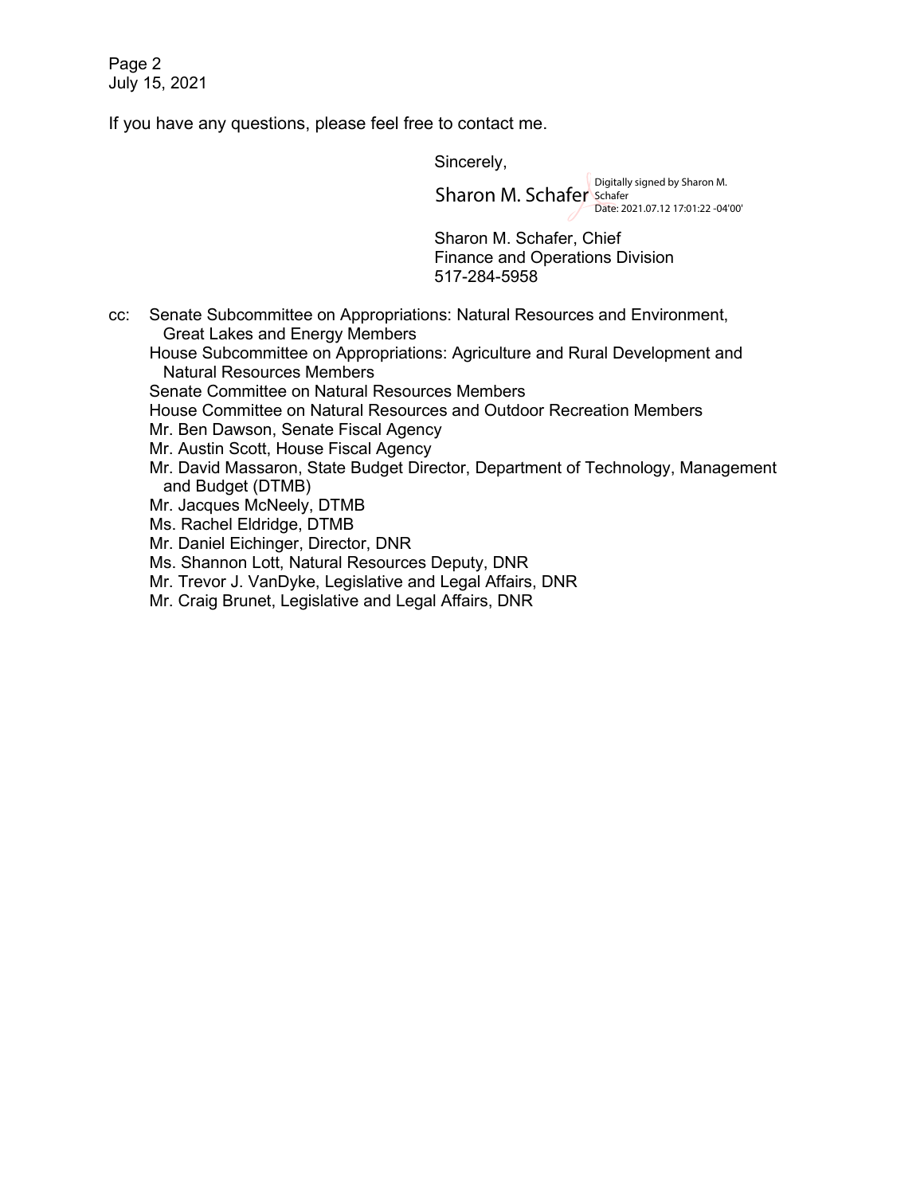If you have any questions, please feel free to contact me.

Sincerely,

Sharon M. Schafer Digitally signed by Sharon M. Schafer Date: 2021.07.12 17:01:22 -04'00'

Sharon M. Schafer, Chief
Finance and Operations Division
517-284-5958

cc: Senate Subcommittee on Appropriations: Natural Resources and Environment, Great Lakes and Energy Members
House Subcommittee on Appropriations: Agriculture and Rural Development and Natural Resources Members
Senate Committee on Natural Resources Members
House Committee on Natural Resources and Outdoor Recreation Members
Mr. Ben Dawson, Senate Fiscal Agency
Mr. Austin Scott, House Fiscal Agency
Mr. David Massaron, State Budget Director, Department of Technology, Management and Budget (DTMB)
Mr. Jacques McNeely, DTMB
Ms. Rachel Eldridge, DTMB
Mr. Daniel Eichinger, Director, DNR
Ms. Shannon Lott, Natural Resources Deputy, DNR
Mr. Trevor J. VanDyke, Legislative and Legal Affairs, DNR
Mr. Craig Brunet, Legislative and Legal Affairs, DNR